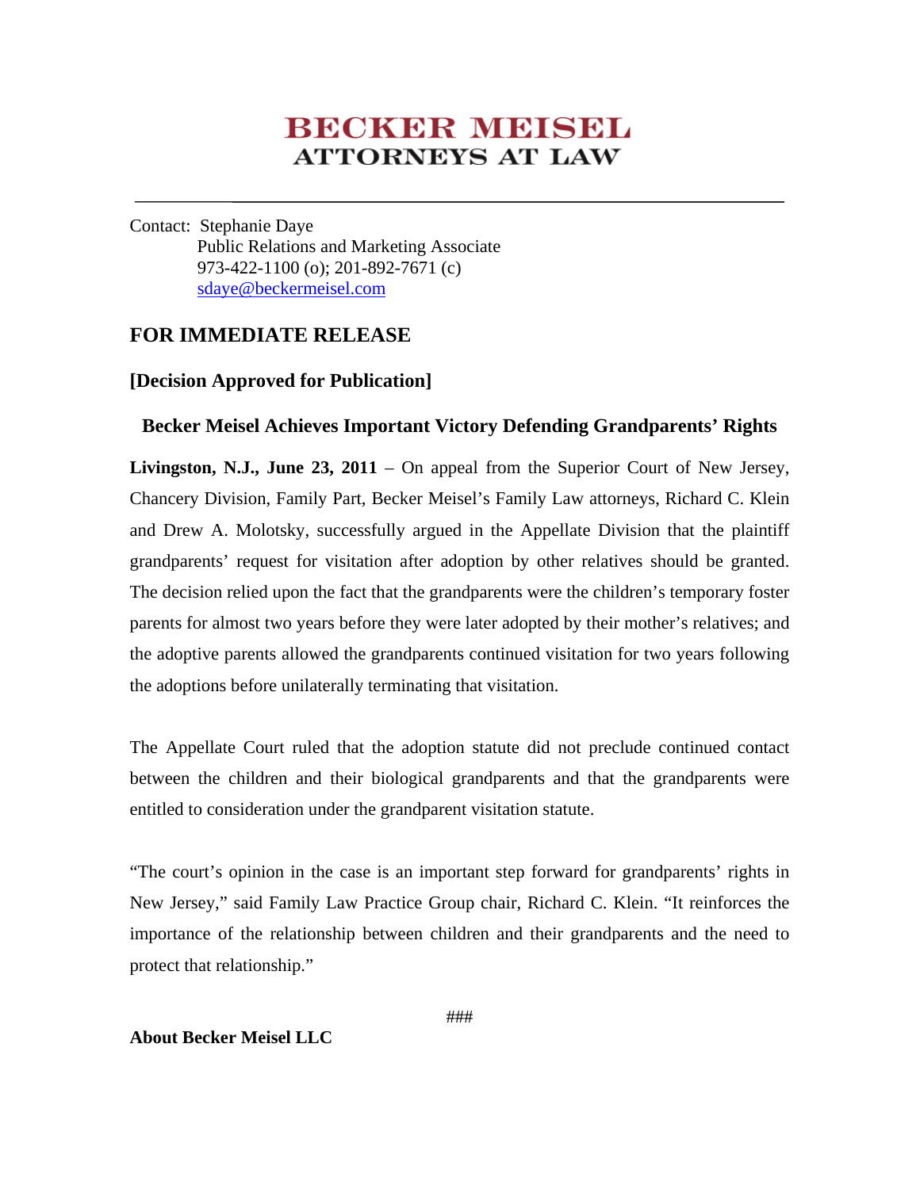# BECKER MEISEL
## ATTORNEYS AT LAW

---

Contact: Stephanie Daye
Public Relations and Marketing Associate
973-422-1100 (o); 201-892-7671 (c)
sdaye@beckermeisel.com

## FOR IMMEDIATE RELEASE

### [Decision Approved for Publication]

### Becker Meisel Achieves Important Victory Defending Grandparents' Rights

**Livingston, N.J., June 23, 2011** – On appeal from the Superior Court of New Jersey, Chancery Division, Family Part, Becker Meisel's Family Law attorneys, Richard C. Klein and Drew A. Molotsky, successfully argued in the Appellate Division that the plaintiff grandparents' request for visitation after adoption by other relatives should be granted. The decision relied upon the fact that the grandparents were the children's temporary foster parents for almost two years before they were later adopted by their mother's relatives; and the adoptive parents allowed the grandparents continued visitation for two years following the adoptions before unilaterally terminating that visitation.

The Appellate Court ruled that the adoption statute did not preclude continued contact between the children and their biological grandparents and that the grandparents were entitled to consideration under the grandparent visitation statute.

"The court's opinion in the case is an important step forward for grandparents' rights in New Jersey," said Family Law Practice Group chair, Richard C. Klein. "It reinforces the importance of the relationship between children and their grandparents and the need to protect that relationship."

###

**About Becker Meisel LLC**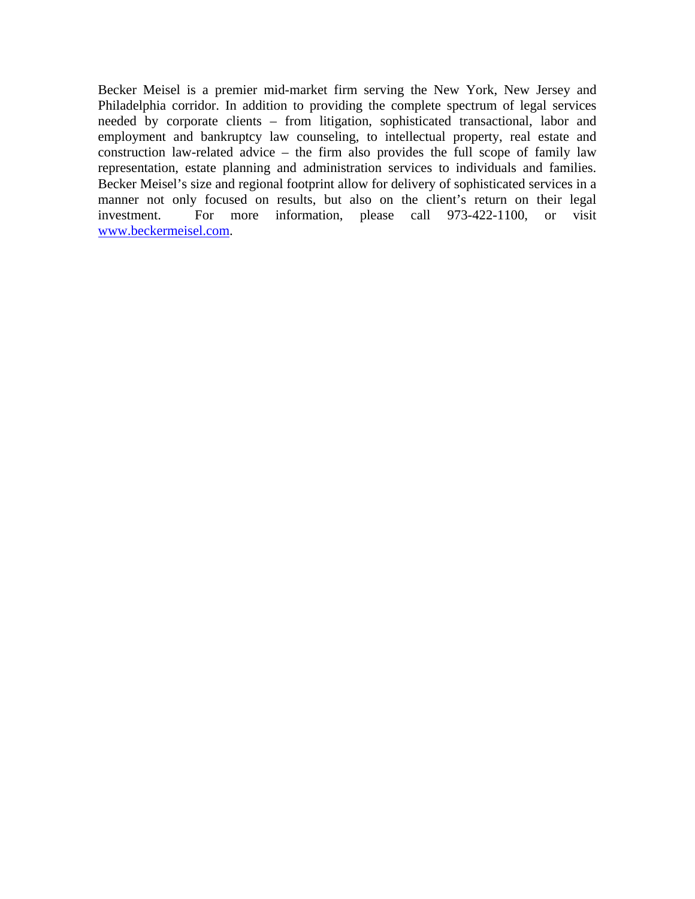Becker Meisel is a premier mid-market firm serving the New York, New Jersey and Philadelphia corridor. In addition to providing the complete spectrum of legal services needed by corporate clients – from litigation, sophisticated transactional, labor and employment and bankruptcy law counseling, to intellectual property, real estate and construction law-related advice – the firm also provides the full scope of family law representation, estate planning and administration services to individuals and families. Becker Meisel's size and regional footprint allow for delivery of sophisticated services in a manner not only focused on results, but also on the client's return on their legal investment. For more information, please call 973-422-1100, or visit www.beckermeisel.com.